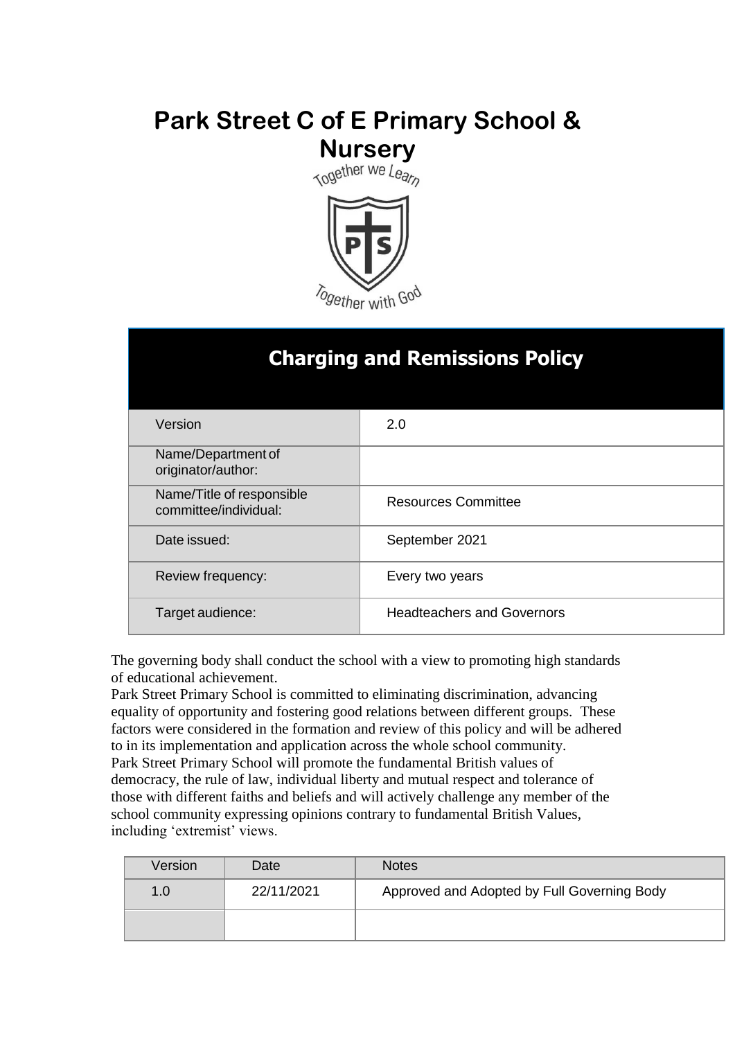# Park Street C of E Primary School & Nursery

Together we Learn

Together with God

## Charging and Remissions Policy

| | |
|---|---|
| Version | 2.0 |
| Name/Department of originator/author: | |
| Name/Title of responsible committee/individual: | Resources Committee |
| Date issued: | September 2021 |
| Review frequency: | Every two years |
| Target audience: | Headteachers and Governors |

The governing body shall conduct the school with a view to promoting high standards of educational achievement.

Park Street Primary School is committed to eliminating discrimination, advancing equality of opportunity and fostering good relations between different groups. These factors were considered in the formation and review of this policy and will be adhered to in its implementation and application across the whole school community.

Park Street Primary School will promote the fundamental British values of democracy, the rule of law, individual liberty and mutual respect and tolerance of those with different faiths and beliefs and will actively challenge any member of the school community expressing opinions contrary to fundamental British Values, including 'extremist' views.

| Version | Date | Notes |
|---|---|---|
| 1.0 | 22/11/2021 | Approved and Adopted by Full Governing Body |
| | | |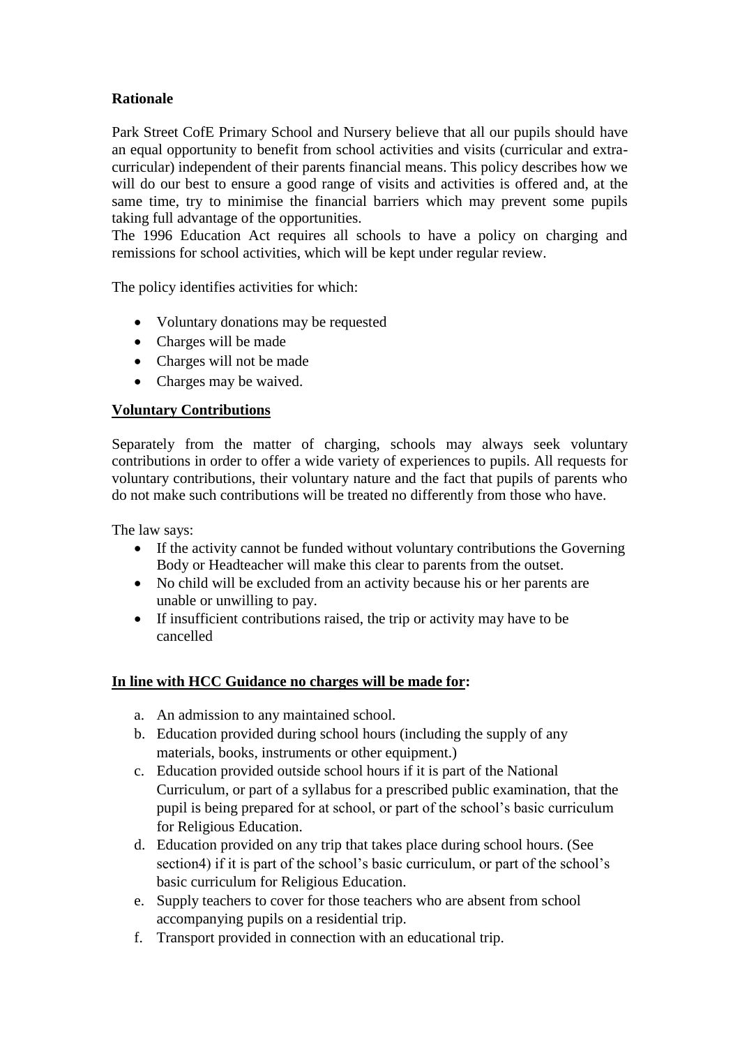**Rationale**

Park Street CofE Primary School and Nursery believe that all our pupils should have an equal opportunity to benefit from school activities and visits (curricular and extra-curricular) independent of their parents financial means. This policy describes how we will do our best to ensure a good range of visits and activities is offered and, at the same time, try to minimise the financial barriers which may prevent some pupils taking full advantage of the opportunities.
The 1996 Education Act requires all schools to have a policy on charging and remissions for school activities, which will be kept under regular review.

The policy identifies activities for which:

- Voluntary donations may be requested
- Charges will be made
- Charges will not be made
- Charges may be waived.

**<u>Voluntary Contributions</u>**

Separately from the matter of charging, schools may always seek voluntary contributions in order to offer a wide variety of experiences to pupils. All requests for voluntary contributions, their voluntary nature and the fact that pupils of parents who do not make such contributions will be treated no differently from those who have.

The law says:

- If the activity cannot be funded without voluntary contributions the Governing Body or Headteacher will make this clear to parents from the outset.
- No child will be excluded from an activity because his or her parents are unable or unwilling to pay.
- If insufficient contributions raised, the trip or activity may have to be cancelled

**<u>In line with HCC Guidance no charges will be made for</u>:**

a. An admission to any maintained school.
b. Education provided during school hours (including the supply of any materials, books, instruments or other equipment.)
c. Education provided outside school hours if it is part of the National Curriculum, or part of a syllabus for a prescribed public examination, that the pupil is being prepared for at school, or part of the school's basic curriculum for Religious Education.
d. Education provided on any trip that takes place during school hours. (See section4) if it is part of the school's basic curriculum, or part of the school's basic curriculum for Religious Education.
e. Supply teachers to cover for those teachers who are absent from school accompanying pupils on a residential trip.
f. Transport provided in connection with an educational trip.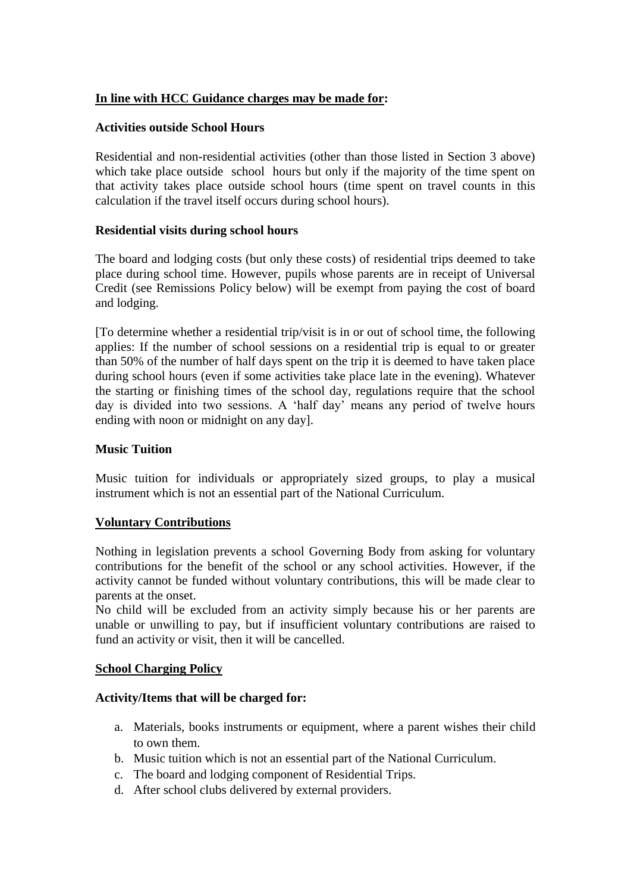**<u>In line with HCC Guidance charges may be made for</u>:**

**Activities outside School Hours**

Residential and non-residential activities (other than those listed in Section 3 above) which take place outside school hours but only if the majority of the time spent on that activity takes place outside school hours (time spent on travel counts in this calculation if the travel itself occurs during school hours).

**Residential visits during school hours**

The board and lodging costs (but only these costs) of residential trips deemed to take place during school time. However, pupils whose parents are in receipt of Universal Credit (see Remissions Policy below) will be exempt from paying the cost of board and lodging.

[To determine whether a residential trip/visit is in or out of school time, the following applies: If the number of school sessions on a residential trip is equal to or greater than 50% of the number of half days spent on the trip it is deemed to have taken place during school hours (even if some activities take place late in the evening). Whatever the starting or finishing times of the school day, regulations require that the school day is divided into two sessions. A 'half day' means any period of twelve hours ending with noon or midnight on any day].

**Music Tuition**

Music tuition for individuals or appropriately sized groups, to play a musical instrument which is not an essential part of the National Curriculum.

**<u>Voluntary Contributions</u>**

Nothing in legislation prevents a school Governing Body from asking for voluntary contributions for the benefit of the school or any school activities. However, if the activity cannot be funded without voluntary contributions, this will be made clear to parents at the onset.
No child will be excluded from an activity simply because his or her parents are unable or unwilling to pay, but if insufficient voluntary contributions are raised to fund an activity or visit, then it will be cancelled.

**<u>School Charging Policy</u>**

**Activity/Items that will be charged for:**

a. Materials, books instruments or equipment, where a parent wishes their child to own them.
b. Music tuition which is not an essential part of the National Curriculum.
c. The board and lodging component of Residential Trips.
d. After school clubs delivered by external providers.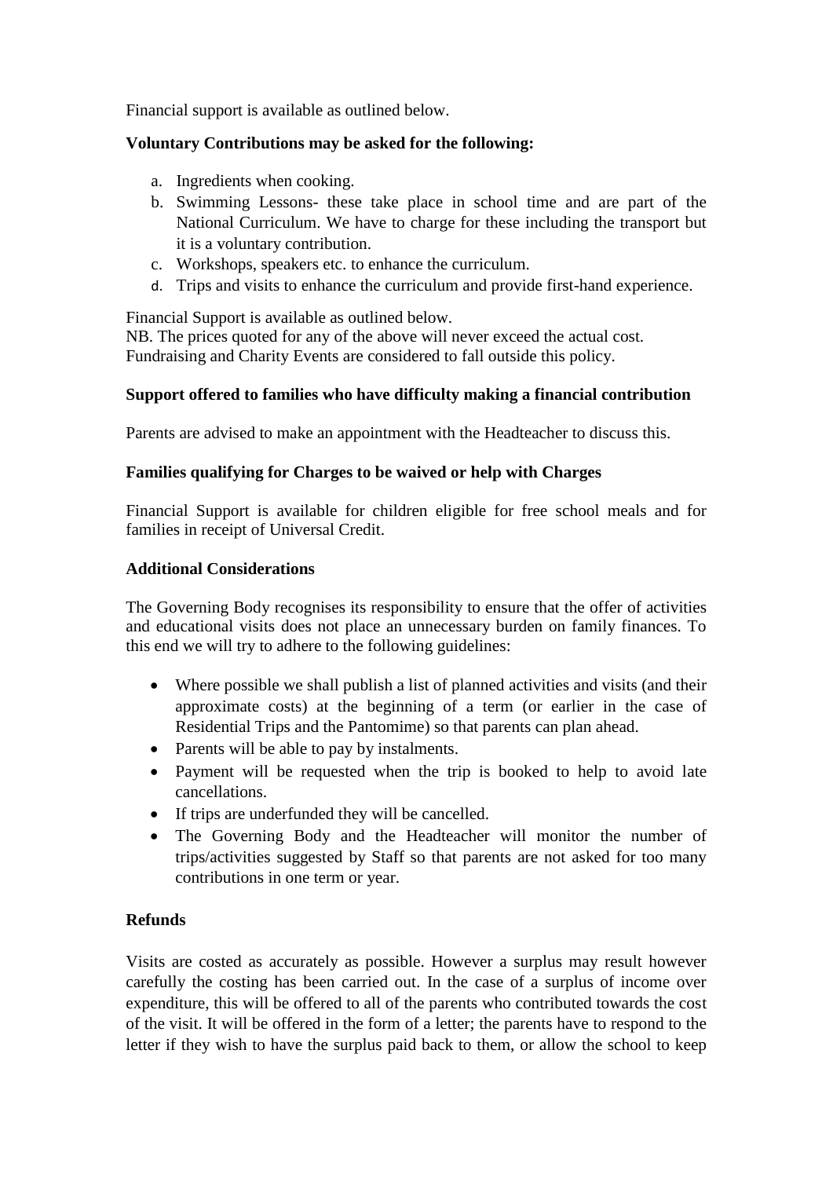Financial support is available as outlined below.

**Voluntary Contributions may be asked for the following:**

a. Ingredients when cooking.
b. Swimming Lessons- these take place in school time and are part of the National Curriculum. We have to charge for these including the transport but it is a voluntary contribution.
c. Workshops, speakers etc. to enhance the curriculum.
d. Trips and visits to enhance the curriculum and provide first-hand experience.

Financial Support is available as outlined below.
NB. The prices quoted for any of the above will never exceed the actual cost.
Fundraising and Charity Events are considered to fall outside this policy.

**Support offered to families who have difficulty making a financial contribution**

Parents are advised to make an appointment with the Headteacher to discuss this.

**Families qualifying for Charges to be waived or help with Charges**

Financial Support is available for children eligible for free school meals and for families in receipt of Universal Credit.

**Additional Considerations**

The Governing Body recognises its responsibility to ensure that the offer of activities and educational visits does not place an unnecessary burden on family finances. To this end we will try to adhere to the following guidelines:

- Where possible we shall publish a list of planned activities and visits (and their approximate costs) at the beginning of a term (or earlier in the case of Residential Trips and the Pantomime) so that parents can plan ahead.
- Parents will be able to pay by instalments.
- Payment will be requested when the trip is booked to help to avoid late cancellations.
- If trips are underfunded they will be cancelled.
- The Governing Body and the Headteacher will monitor the number of trips/activities suggested by Staff so that parents are not asked for too many contributions in one term or year.

**Refunds**

Visits are costed as accurately as possible. However a surplus may result however carefully the costing has been carried out. In the case of a surplus of income over expenditure, this will be offered to all of the parents who contributed towards the cost of the visit. It will be offered in the form of a letter; the parents have to respond to the letter if they wish to have the surplus paid back to them, or allow the school to keep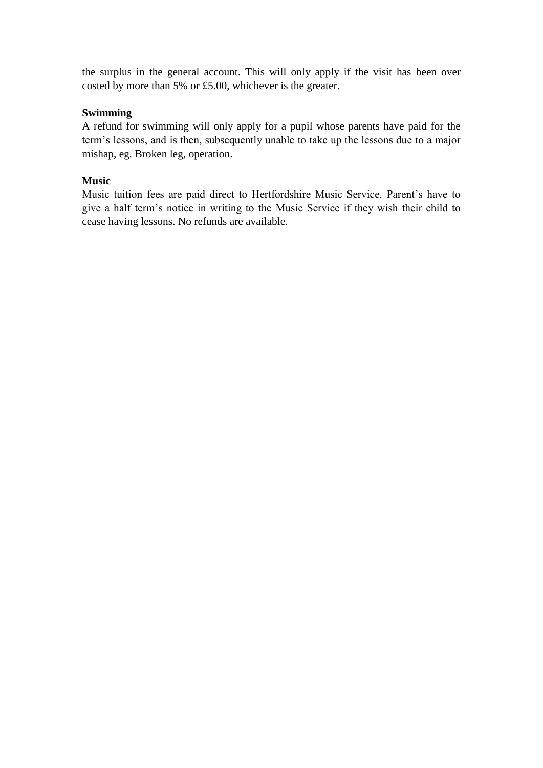the surplus in the general account. This will only apply if the visit has been over costed by more than 5% or £5.00, whichever is the greater.

**Swimming**

A refund for swimming will only apply for a pupil whose parents have paid for the term's lessons, and is then, subsequently unable to take up the lessons due to a major mishap, eg. Broken leg, operation.

**Music**

Music tuition fees are paid direct to Hertfordshire Music Service. Parent's have to give a half term's notice in writing to the Music Service if they wish their child to cease having lessons. No refunds are available.